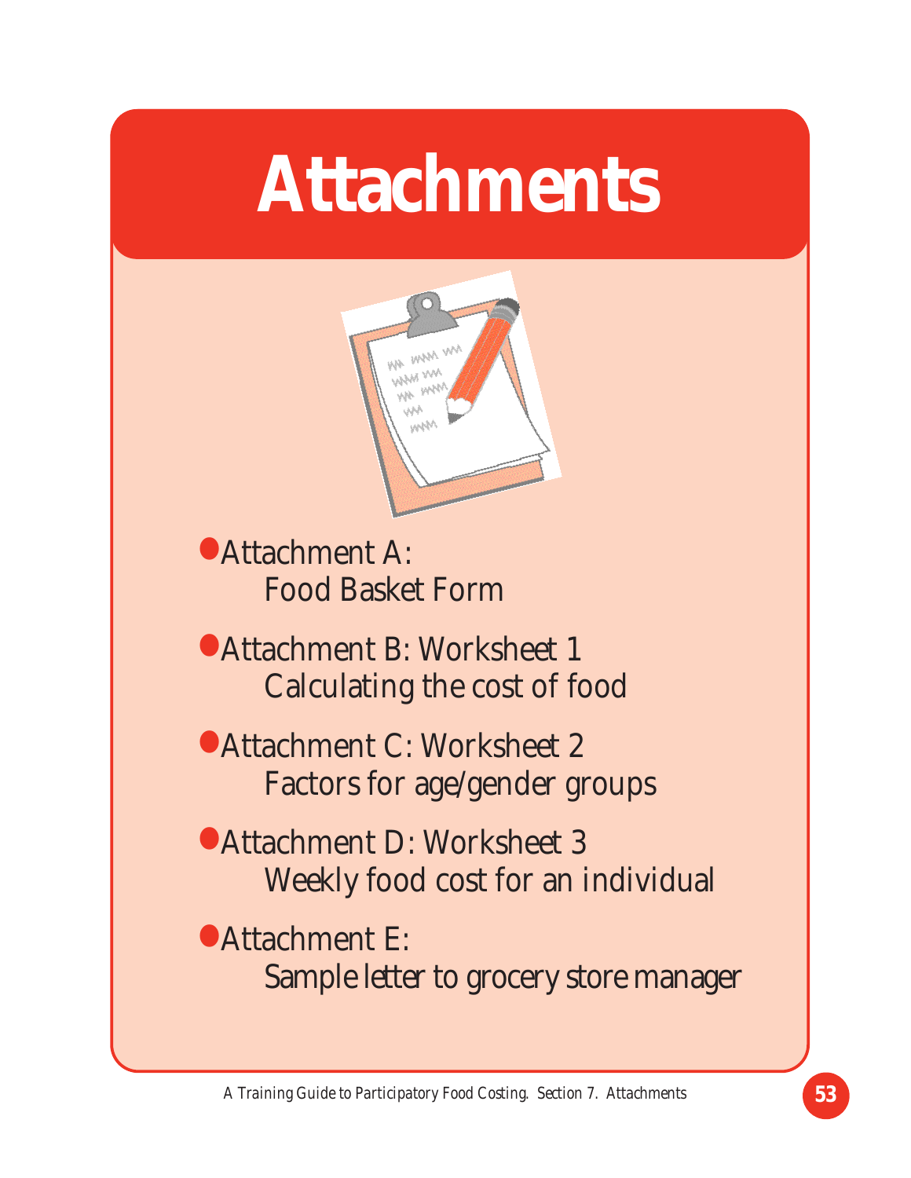# Attachments

- Attachment A:
  Food Basket Form
- Attachment B: Worksheet 1
  Calculating the cost of food
- Attachment C: Worksheet 2
  Factors for age/gender groups
- Attachment D: Worksheet 3
  Weekly food cost for an individual
- Attachment E:
  Sample letter to grocery store manager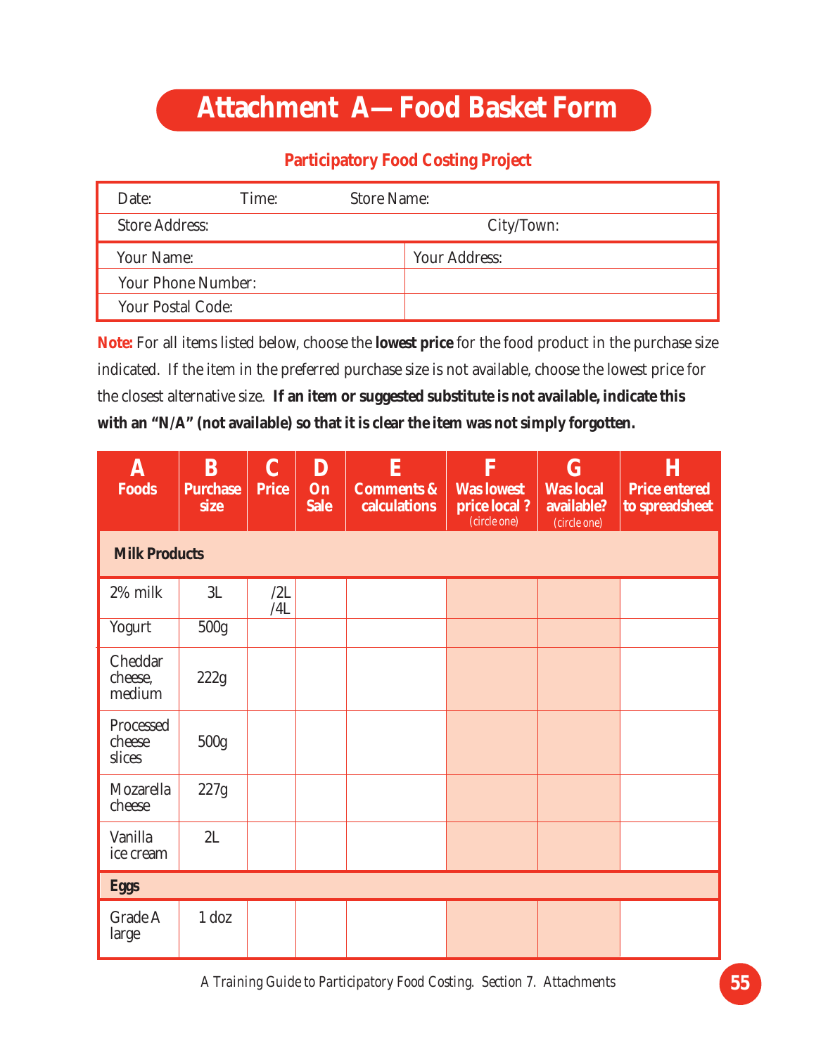# Attachment A— Food Basket Form

## Participatory Food Costing Project

| Date: | Time: | Store Name: |
|---|---|---|
| Store Address: | | City/Town: |

| Your Name: | Your Address: |
|---|---|
| Your Phone Number: | |
| Your Postal Code: | |

**Note:** For all items listed below, choose the **lowest price** for the food product in the purchase size indicated. If the item in the preferred purchase size is not available, choose the lowest price for the closest alternative size. **If an item or suggested substitute is not available, indicate this with an "N/A" (not available) so that it is clear the item was not simply forgotten.**

| A<br>Foods | B<br>Purchase size | C<br>Price | D<br>On Sale | E<br>Comments & calculations | F<br>Was lowest price local ? (circle one) | G<br>Was local available? (circle one) | H<br>Price entered to spreadsheet |
|---|---|---|---|---|---|---|---|
| **Milk Products** | | | | | | | |
| 2% milk | 3L | /2L<br>/4L | | | | | |
| Yogurt | 500g | | | | | | |
| Cheddar cheese, medium | 222g | | | | | | |
| Processed cheese slices | 500g | | | | | | |
| Mozarella cheese | 227g | | | | | | |
| Vanilla ice cream | 2L | | | | | | |
| **Eggs** | | | | | | | |
| Grade A large | 1 doz | | | | | | |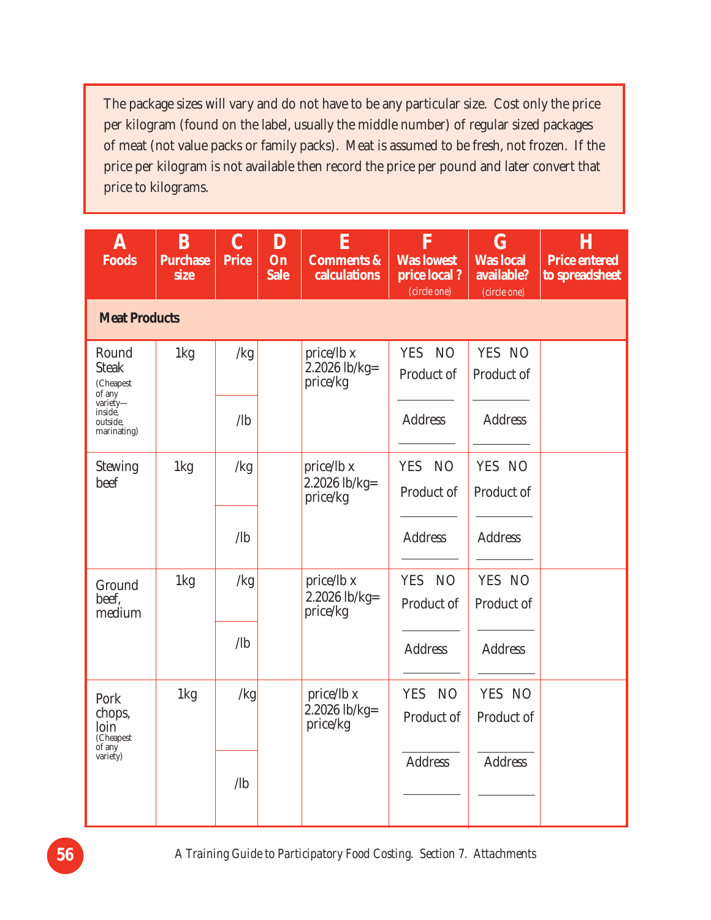The package sizes will vary and do not have to be any particular size. Cost only the price per kilogram (found on the label, usually the middle number) of regular sized packages of meat (not value packs or family packs). Meat is assumed to be fresh, not frozen. If the price per kilogram is not available then record the price per pound and later convert that price to kilograms.

| A Foods | B Purchase size | C Price | D On Sale | E Comments & calculations | F Was lowest price local ? (circle one) | G Was local available? (circle one) | H Price entered to spreadsheet |
|---|---|---|---|---|---|---|---|
| **Meat Products** | | | | | | | |
| Round Steak (Cheapest of any variety—inside, outside, marinating) | 1kg | /kg<br>/lb | | price/lb x 2.2026 lb/kg= price/kg | YES NO<br>Product of ________<br>Address ________ | YES NO<br>Product of ________<br>Address ________ | |
| Stewing beef | 1kg | /kg<br>/lb | | price/lb x 2.2026 lb/kg= price/kg | YES NO<br>Product of ________<br>Address ________ | YES NO<br>Product of ________<br>Address ________ | |
| Ground beef, medium | 1kg | /kg<br>/lb | | price/lb x 2.2026 lb/kg= price/kg | YES NO<br>Product of ________<br>Address ________ | YES NO<br>Product of ________<br>Address ________ | |
| Pork chops, loin (Cheapest of any variety) | 1kg | /kg<br>/lb | | price/lb x 2.2026 lb/kg= price/kg | YES NO<br>Product of ________<br>Address ________ | YES NO<br>Product of ________<br>Address ________ | |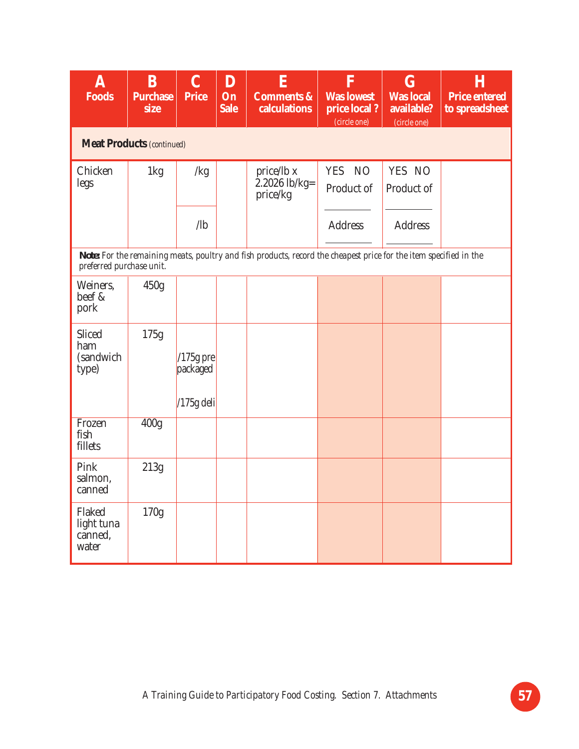| A Foods | B Purchase size | C Price | D On Sale | E Comments & calculations | F Was lowest price local ? (circle one) | G Was local available? (circle one) | H Price entered to spreadsheet |
|---|---|---|---|---|---|---|---|
| **Meat Products** *(continued)* | | | | | | | |
| Chicken legs | 1kg | /kg<br>/lb | | price/lb x 2.2026 lb/kg= price/kg | YES NO<br>Product of ________<br>Address ________ | YES NO<br>Product of ________<br>Address ________ | |
| **Note:** *For the remaining meats, poultry and fish products, record the cheapest price for the item specified in the preferred purchase unit.* | | | | | | | |
| Weiners, beef & pork | 450g | | | | | | |
| Sliced ham (sandwich type) | 175g | /175g pre packaged<br>/175g deli | | | | | |
| Frozen fish fillets | 400g | | | | | | |
| Pink salmon, canned | 213g | | | | | | |
| Flaked light tuna canned, water | 170g | | | | | | |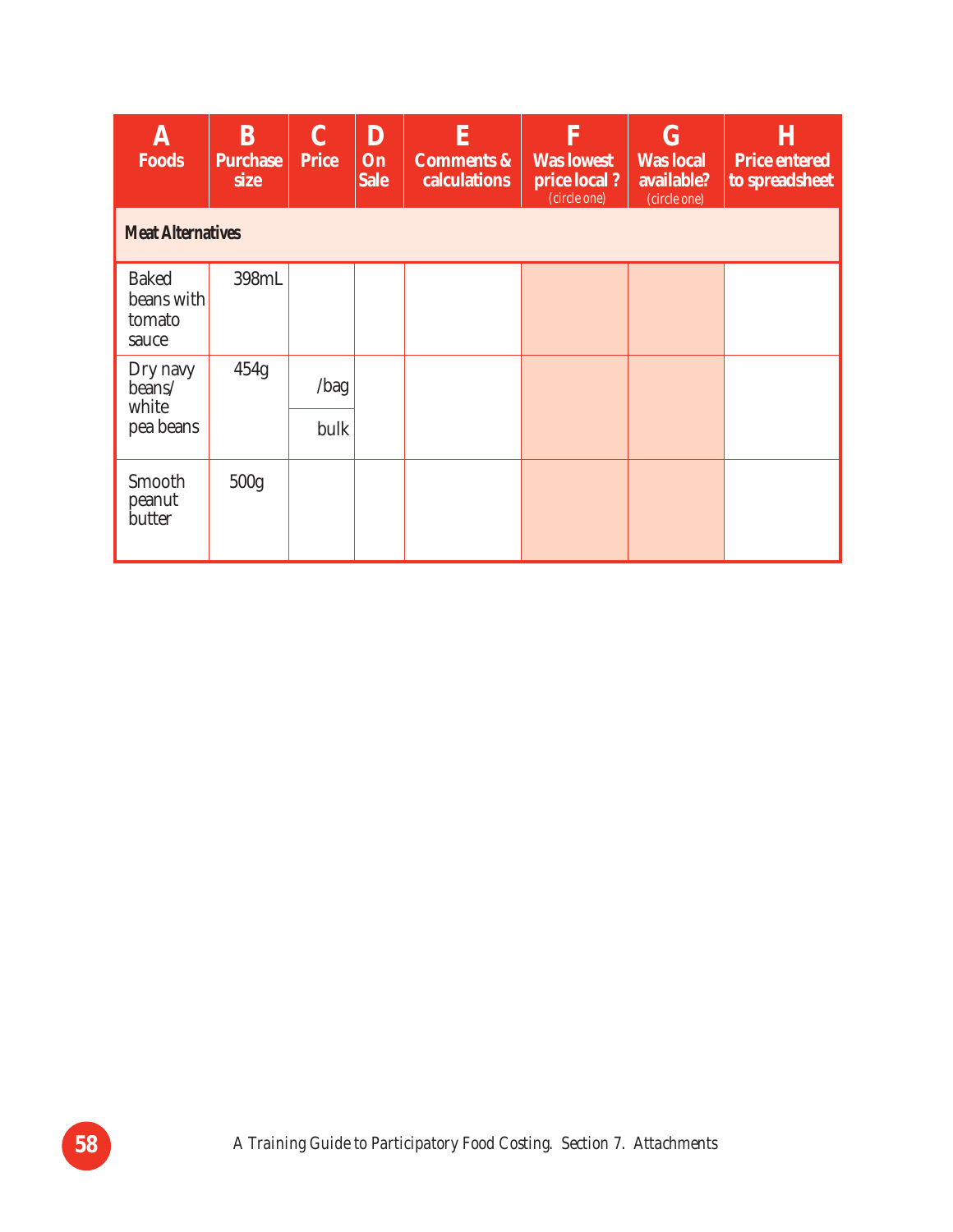| A Foods | B Purchase size | C Price | D On Sale | E Comments & calculations | F Was lowest price local ? (circle one) | G Was local available? (circle one) | H Price entered to spreadsheet |
|---|---|---|---|---|---|---|---|
| **Meat Alternatives** | | | | | | | |
| Baked beans with tomato sauce | 398mL | | | | | | |
| Dry navy beans/ white pea beans | 454g | /bag | | | | | |
| | | bulk | | | | | |
| Smooth peanut butter | 500g | | | | | | |

A Training Guide to Participatory Food Costing. Section 7. Attachments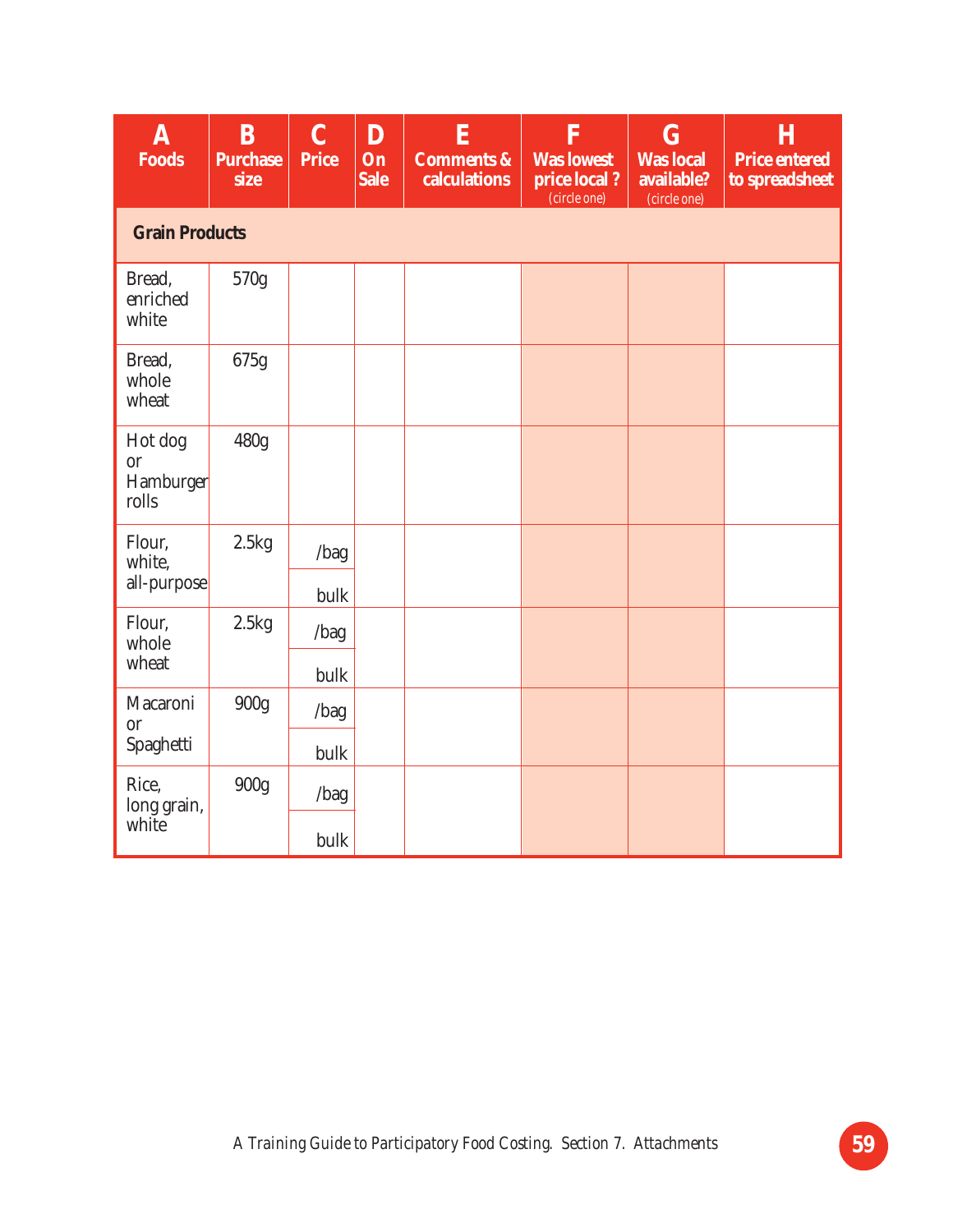| A<br>Foods | B<br>Purchase size | C<br>Price | D<br>On Sale | E<br>Comments & calculations | F<br>Was lowest price local ?<br>(circle one) | G<br>Was local available?<br>(circle one) | H<br>Price entered to spreadsheet |
|---|---|---|---|---|---|---|---|
| **Grain Products** | | | | | | | |
| Bread, enriched white | 570g | | | | | | |
| Bread, whole wheat | 675g | | | | | | |
| Hot dog or Hamburger rolls | 480g | | | | | | |
| Flour, white, all-purpose | 2.5kg | /bag | | | | | |
| | | bulk | | | | | |
| Flour, whole wheat | 2.5kg | /bag | | | | | |
| | | bulk | | | | | |
| Macaroni or Spaghetti | 900g | /bag | | | | | |
| | | bulk | | | | | |
| Rice, long grain, white | 900g | /bag | | | | | |
| | | bulk | | | | | |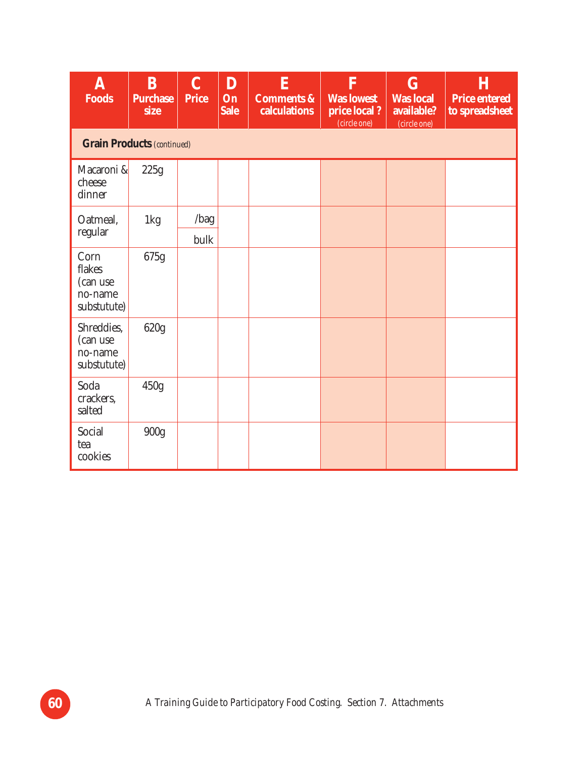| A Foods | B Purchase size | C Price | D On Sale | E Comments & calculations | F Was lowest price local ? (circle one) | G Was local available? (circle one) | H Price entered to spreadsheet |
|---|---|---|---|---|---|---|---|
| **Grain Products** *(continued)* | | | | | | | |
| Macaroni & cheese dinner | 225g | | | | | | |
| Oatmeal, regular | 1kg | /bag | | | | | |
| | | bulk | | | | | |
| Corn flakes (can use no-name substutute) | 675g | | | | | | |
| Shreddies, (can use no-name substutute) | 620g | | | | | | |
| Soda crackers, salted | 450g | | | | | | |
| Social tea cookies | 900g | | | | | | |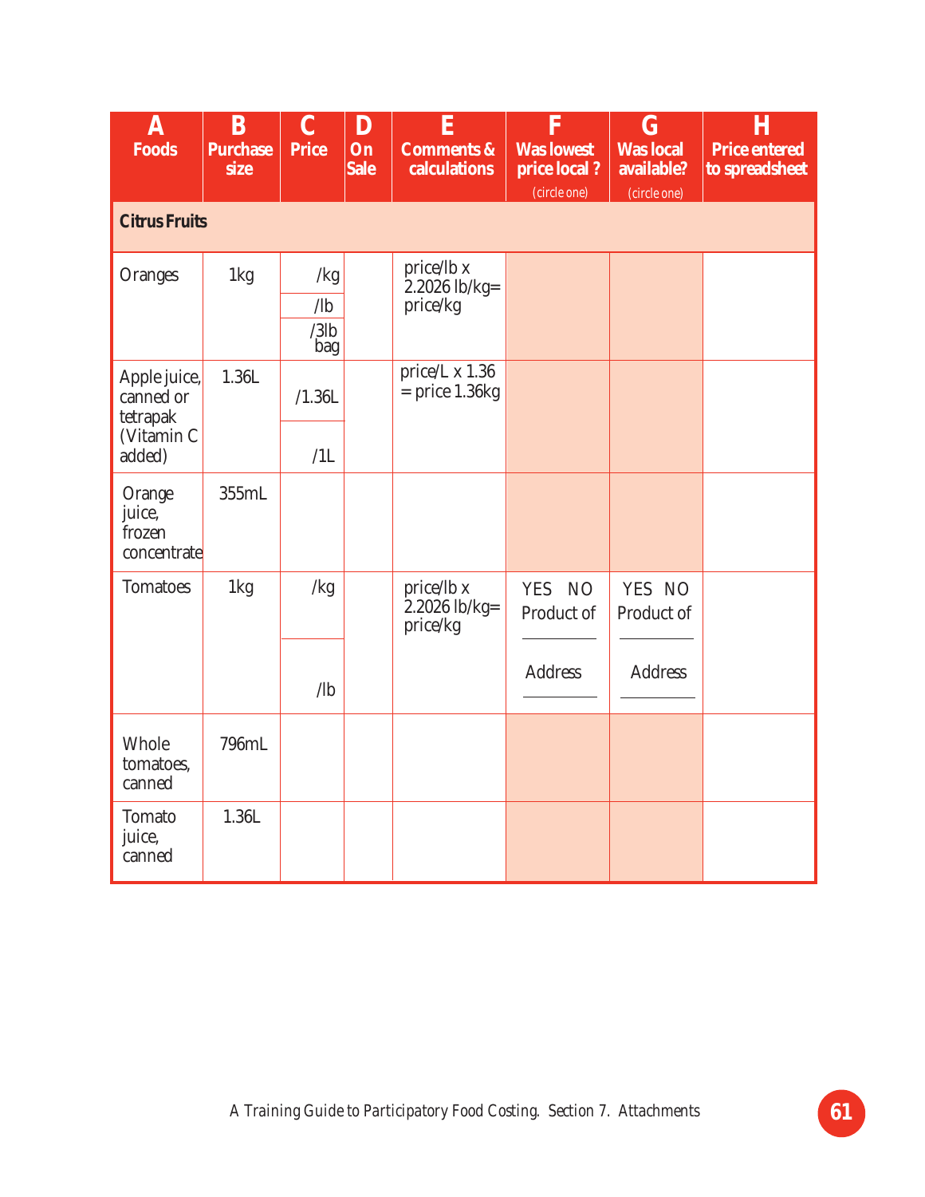| A<br>Foods | B<br>Purchase size | C<br>Price | D<br>On Sale | E<br>Comments & calculations | F<br>Was lowest price local ?<br>(circle one) | G<br>Was local available?<br>(circle one) | H<br>Price entered to spreadsheet |
|---|---|---|---|---|---|---|---|
| **Citrus Fruits** | | | | | | | |
| Oranges | 1kg | /kg<br>/lb<br>/3lb bag | | price/lb x 2.2026 lb/kg= price/kg | | | |
| Apple juice, canned or tetrapak (Vitamin C added) | 1.36L | /1.36L<br>/1L | | price/L x 1.36 = price 1.36kg | | | |
| Orange juice, frozen concentrate | 355mL | | | | | | |
| Tomatoes | 1kg | /kg<br>/lb | | price/lb x 2.2026 lb/kg= price/kg | YES NO<br>Product of ______<br>Address ______ | YES NO<br>Product of ______<br>Address ______ | |
| Whole tomatoes, canned | 796mL | | | | | | |
| Tomato juice, canned | 1.36L | | | | | | |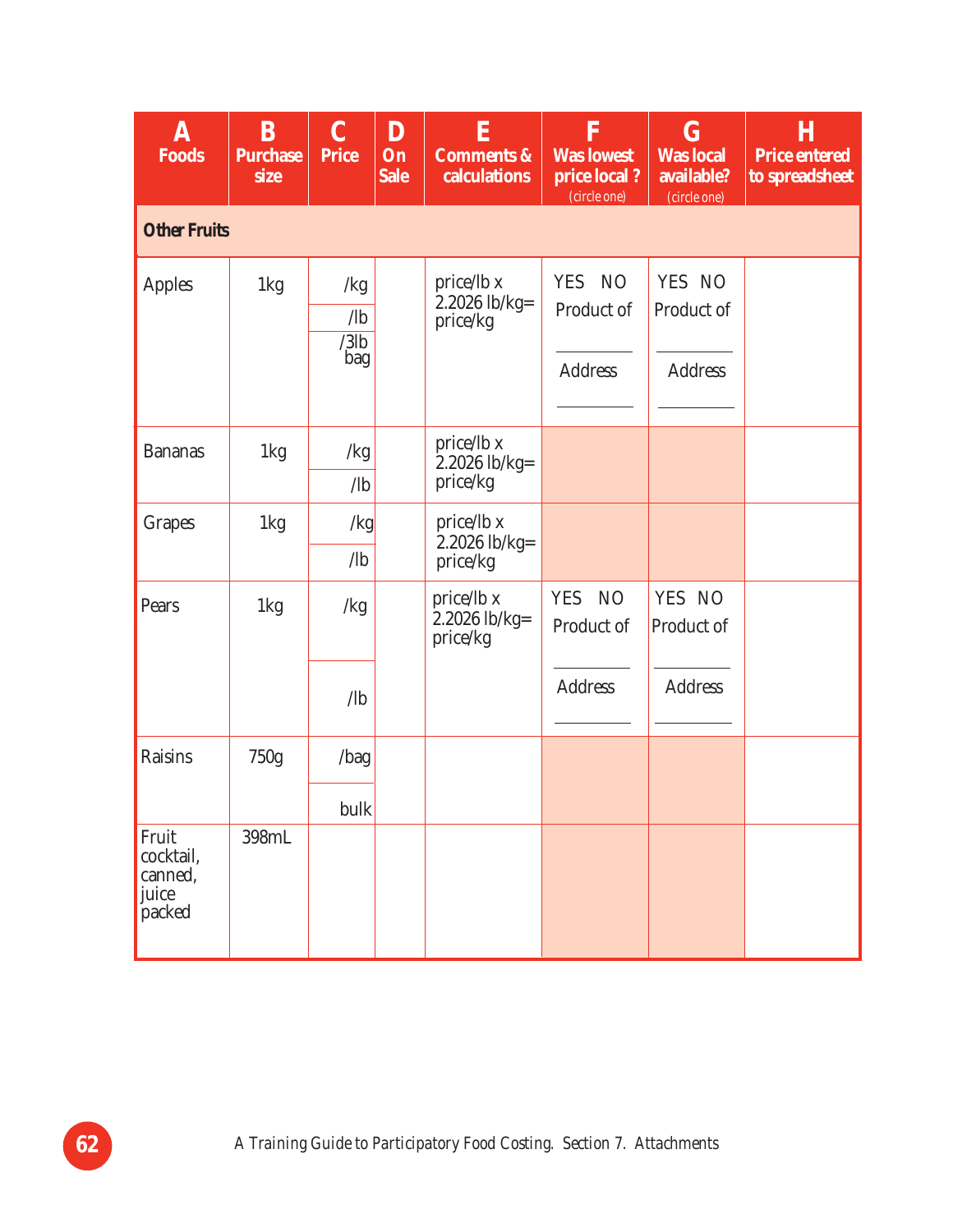| A Foods | B Purchase size | C Price | D On Sale | E Comments & calculations | F Was lowest price local ? (circle one) | G Was local available? (circle one) | H Price entered to spreadsheet |
|---|---|---|---|---|---|---|---|
| **Other Fruits** | | | | | | | |
| Apples | 1kg | /kg<br>/lb<br>/3lb bag | | price/lb x 2.2026 lb/kg= price/kg | YES NO<br>Product of ________<br>Address ________ | YES NO<br>Product of ________<br>Address ________ | |
| Bananas | 1kg | /kg<br>/lb | | price/lb x 2.2026 lb/kg= price/kg | | | |
| Grapes | 1kg | /kg<br>/lb | | price/lb x 2.2026 lb/kg= price/kg | | | |
| Pears | 1kg | /kg<br>/lb | | price/lb x 2.2026 lb/kg= price/kg | YES NO<br>Product of ________<br>Address ________ | YES NO<br>Product of ________<br>Address ________ | |
| Raisins | 750g | /bag<br>bulk | | | | | |
| Fruit cocktail, canned, juice packed | 398mL | | | | | | |

A Training Guide to Participatory Food Costing. Section 7. Attachments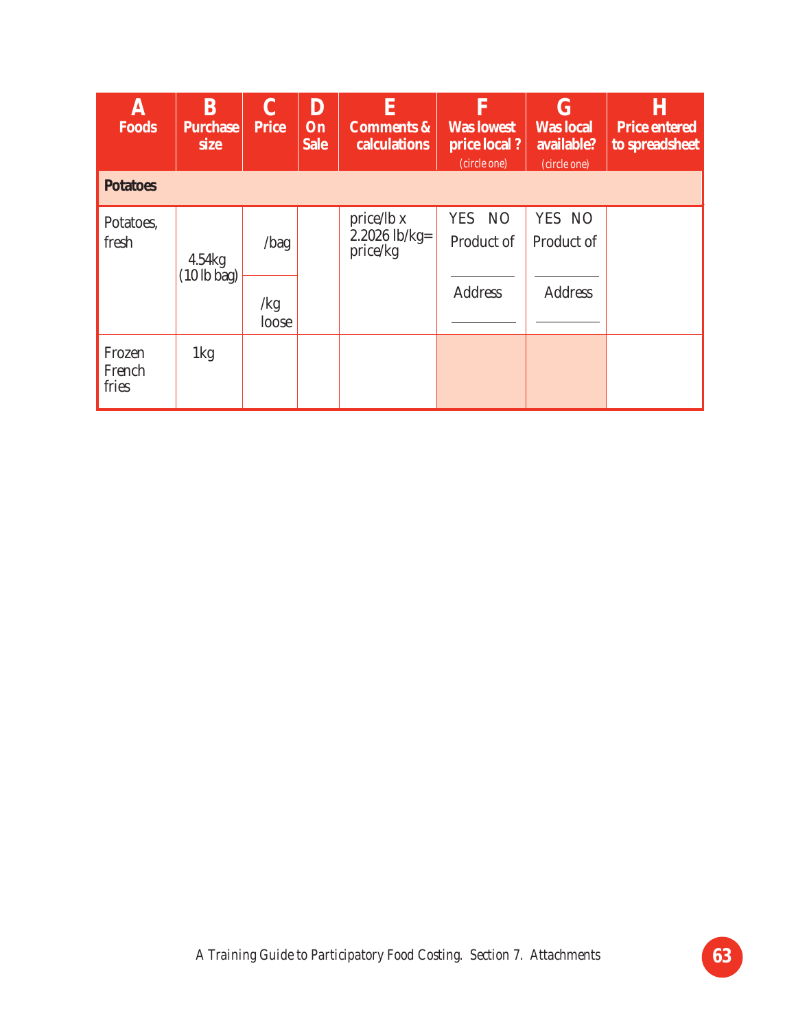| A Foods | B Purchase size | C Price | D On Sale | E Comments & calculations | F Was lowest price local ? (circle one) | G Was local available? (circle one) | H Price entered to spreadsheet |
|---|---|---|---|---|---|---|---|
| **Potatoes** | | | | | | | |
| Potatoes, fresh | 4.54kg (10 lb bag) | /bag<br>/kg loose | | price/lb x 2.2026 lb/kg= price/kg | YES NO<br>Product of ________<br>Address ________ | YES NO<br>Product of ________<br>Address ________ | |
| Frozen French fries | 1kg | | | | | | |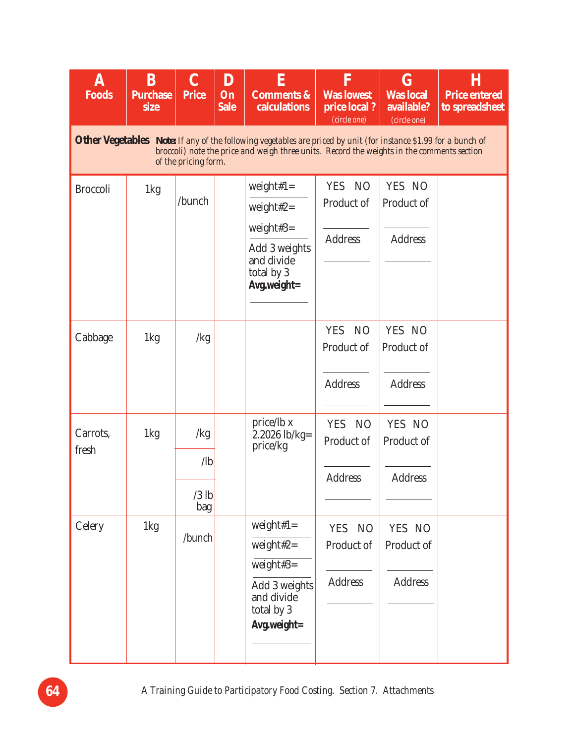| A Foods | B Purchase size | C Price | D On Sale | E Comments & calculations | F Was lowest price local ? (circle one) | G Was local available? (circle one) | H Price entered to spreadsheet |
|---|---|---|---|---|---|---|---|
| **Other Vegetables** **Note:** *If any of the following vegetables are priced by unit (for instance $1.99 for a bunch of broccoli) note the price and weigh three units. Record the weights in the comments section of the pricing form.* | | | | | | | |
| Broccoli | 1kg | /bunch | | weight#1= ______ weight#2= ______ weight#3= ______ Add 3 weights and divide total by 3 **Avg.weight=** ______ | YES NO Product of ______ Address ______ | YES NO Product of ______ Address ______ | |
| Cabbage | 1kg | /kg | | | YES NO Product of ______ Address ______ | YES NO Product of ______ Address ______ | |
| Carrots, fresh | 1kg | /kg<br>/lb<br>/3 lb bag | | price/lb x 2.2026 lb/kg= price/kg | YES NO Product of ______ Address ______ | YES NO Product of ______ Address ______ | |
| Celery | 1kg | /bunch | | weight#1= ______ weight#2= ______ weight#3= ______ Add 3 weights and divide total by 3 **Avg.weight=** ______ | YES NO Product of ______ Address ______ | YES NO Product of ______ Address ______ | |

A Training Guide to Participatory Food Costing. Section 7. Attachments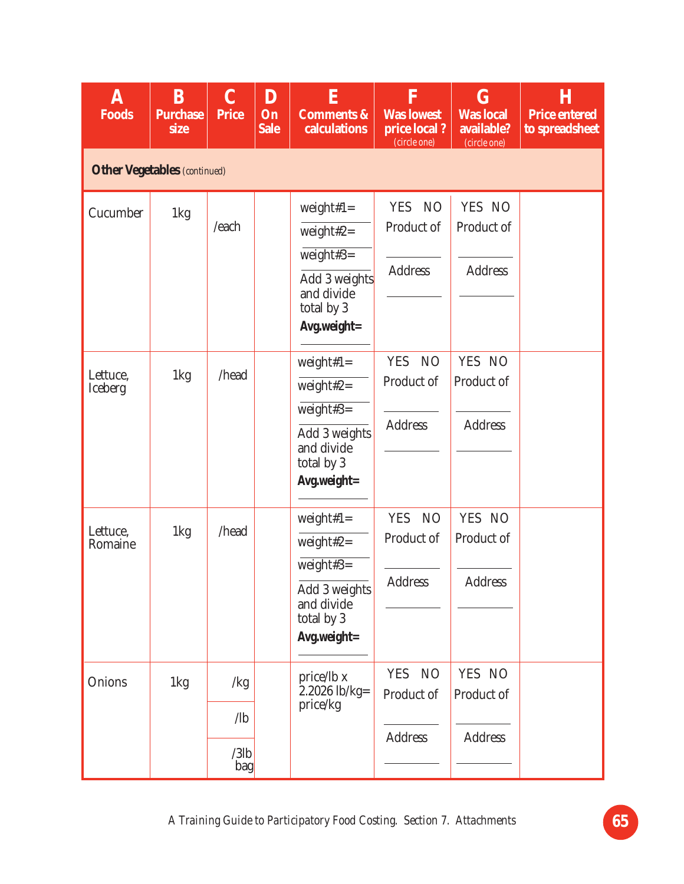| A Foods | B Purchase size | C Price | D On Sale | E Comments & calculations | F Was lowest price local ? (circle one) | G Was local available? (circle one) | H Price entered to spreadsheet |
|---|---|---|---|---|---|---|---|
| **Other Vegetables** *(continued)* | | | | | | | |
| Cucumber | 1kg | /each | | weight#1= ___ weight#2= ___ weight#3= ___ Add 3 weights and divide total by 3 **Avg.weight=** ___ | YES NO Product of ___ Address ___ | YES NO Product of ___ Address ___ | |
| Lettuce, Iceberg | 1kg | /head | | weight#1= ___ weight#2= ___ weight#3= ___ Add 3 weights and divide total by 3 **Avg.weight=** ___ | YES NO Product of ___ Address ___ | YES NO Product of ___ Address ___ | |
| Lettuce, Romaine | 1kg | /head | | weight#1= ___ weight#2= ___ weight#3= ___ Add 3 weights and divide total by 3 **Avg.weight=** ___ | YES NO Product of ___ Address ___ | YES NO Product of ___ Address ___ | |
| Onions | 1kg | /kg | | price/lb x 2.2026 lb/kg= price/kg | YES NO Product of ___ Address ___ | YES NO Product of ___ Address ___ | |
| | | /lb | | | | | |
| | | /3lb bag | | | | | |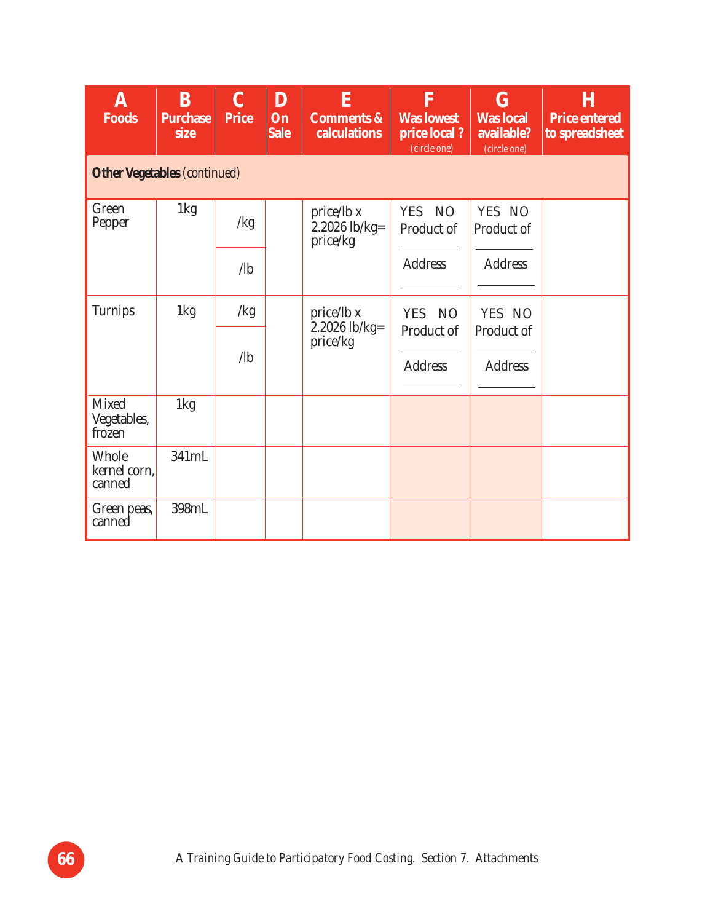| A Foods | B Purchase size | C Price | D On Sale | E Comments & calculations | F Was lowest price local ? (circle one) | G Was local available? (circle one) | H Price entered to spreadsheet |
|---|---|---|---|---|---|---|---|
| ***Other Vegetables** (continued)* | | | | | | | |
| Green Pepper | 1kg | /kg<br>/lb | | price/lb x 2.2026 lb/kg= price/kg | YES NO<br>Product of ______<br>Address ______ | YES NO<br>Product of ______<br>Address ______ | |
| Turnips | 1kg | /kg<br>/lb | | price/lb x 2.2026 lb/kg= price/kg | YES NO<br>Product of ______<br>Address ______ | YES NO<br>Product of ______<br>Address ______ | |
| Mixed Vegetables, frozen | 1kg | | | | | | |
| Whole kernel corn, canned | 341mL | | | | | | |
| Green peas, canned | 398mL | | | | | | |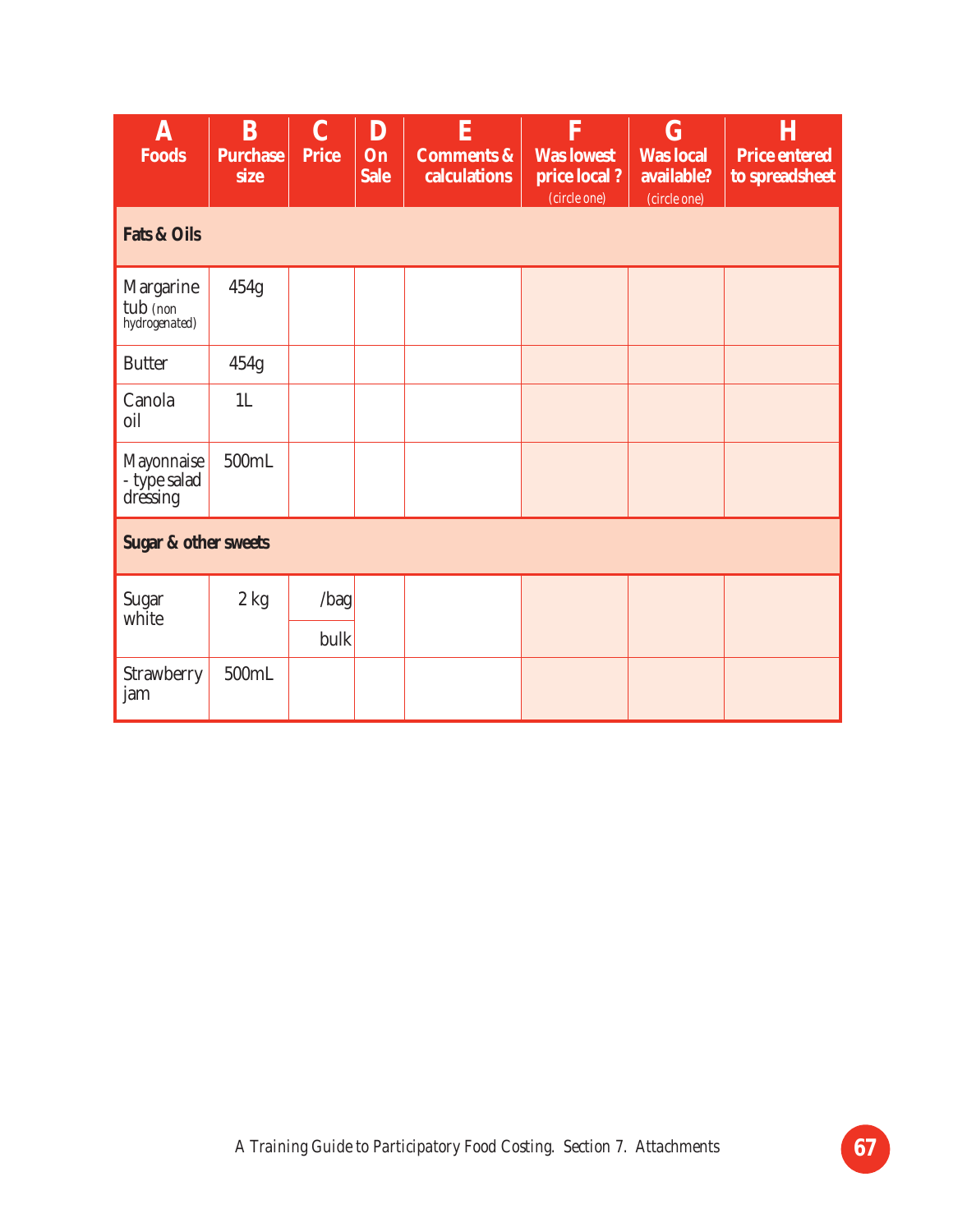| A Foods | B Purchase size | C Price | D On Sale | E Comments & calculations | F Was lowest price local ? (circle one) | G Was local available? (circle one) | H Price entered to spreadsheet |
|---|---|---|---|---|---|---|---|
| **Fats & Oils** | | | | | | | |
| Margarine tub (non hydrogenated) | 454g | | | | | | |
| Butter | 454g | | | | | | |
| Canola oil | 1L | | | | | | |
| Mayonnaise - type salad dressing | 500mL | | | | | | |
| **Sugar & other sweets** | | | | | | | |
| Sugar white | 2 kg | /bag | | | | | |
| | | bulk | | | | | |
| Strawberry jam | 500mL | | | | | | |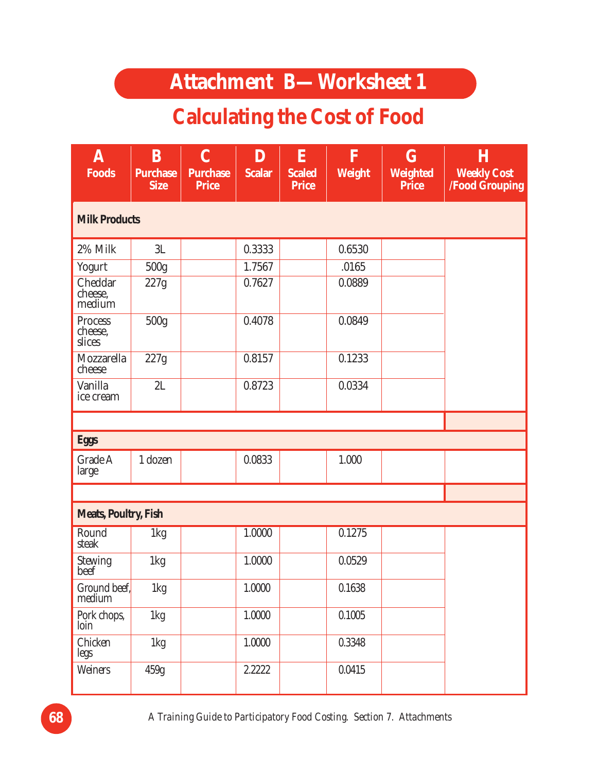# Attachment B—Worksheet 1

## Calculating the Cost of Food

| A Foods | B Purchase Size | C Purchase Price | D Scalar | E Scaled Price | F Weight | G Weighted Price | H Weekly Cost /Food Grouping |
|---|---|---|---|---|---|---|---|
| **Milk Products** | | | | | | | |
| 2% Milk | 3L | | 0.3333 | | 0.6530 | | |
| Yogurt | 500g | | 1.7567 | | .0165 | | |
| Cheddar cheese, medium | 227g | | 0.7627 | | 0.0889 | | |
| Process cheese, slices | 500g | | 0.4078 | | 0.0849 | | |
| Mozzarella cheese | 227g | | 0.8157 | | 0.1233 | | |
| Vanilla ice cream | 2L | | 0.8723 | | 0.0334 | | |
| | | | | | | | |
| **Eggs** | | | | | | | |
| Grade A large | 1 dozen | | 0.0833 | | 1.000 | | |
| | | | | | | | |
| **Meats, Poultry, Fish** | | | | | | | |
| Round steak | 1kg | | 1.0000 | | 0.1275 | | |
| Stewing beef | 1kg | | 1.0000 | | 0.0529 | | |
| Ground beef, medium | 1kg | | 1.0000 | | 0.1638 | | |
| Pork chops, loin | 1kg | | 1.0000 | | 0.1005 | | |
| Chicken legs | 1kg | | 1.0000 | | 0.3348 | | |
| Weiners | 459g | | 2.2222 | | 0.0415 | | |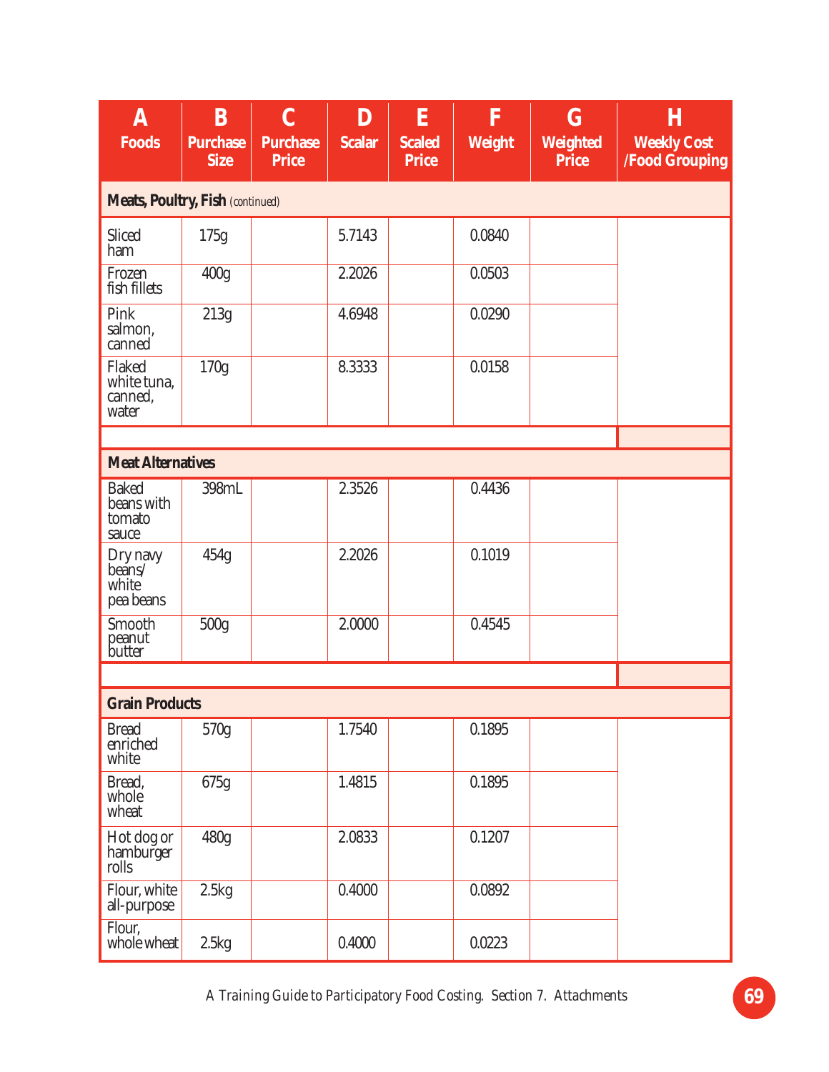| A<br>Foods | B<br>Purchase Size | C<br>Purchase Price | D<br>Scalar | E<br>Scaled Price | F<br>Weight | G<br>Weighted Price | H<br>Weekly Cost /Food Grouping |
|---|---|---|---|---|---|---|---|
| **Meats, Poultry, Fish** *(continued)* | | | | | | | |
| Sliced ham | 175g | | 5.7143 | | 0.0840 | | |
| Frozen fish fillets | 400g | | 2.2026 | | 0.0503 | | |
| Pink salmon, canned | 213g | | 4.6948 | | 0.0290 | | |
| Flaked white tuna, canned, water | 170g | | 8.3333 | | 0.0158 | | |
| | | | | | | | |
| **Meat Alternatives** | | | | | | | |
| Baked beans with tomato sauce | 398mL | | 2.3526 | | 0.4436 | | |
| Dry navy beans/ white pea beans | 454g | | 2.2026 | | 0.1019 | | |
| Smooth peanut butter | 500g | | 2.0000 | | 0.4545 | | |
| | | | | | | | |
| **Grain Products** | | | | | | | |
| Bread enriched white | 570g | | 1.7540 | | 0.1895 | | |
| Bread, whole wheat | 675g | | 1.4815 | | 0.1895 | | |
| Hot dog or hamburger rolls | 480g | | 2.0833 | | 0.1207 | | |
| Flour, white all-purpose | 2.5kg | | 0.4000 | | 0.0892 | | |
| Flour, whole wheat | 2.5kg | | 0.4000 | | 0.0223 | | |

A Training Guide to Participatory Food Costing. Section 7. Attachments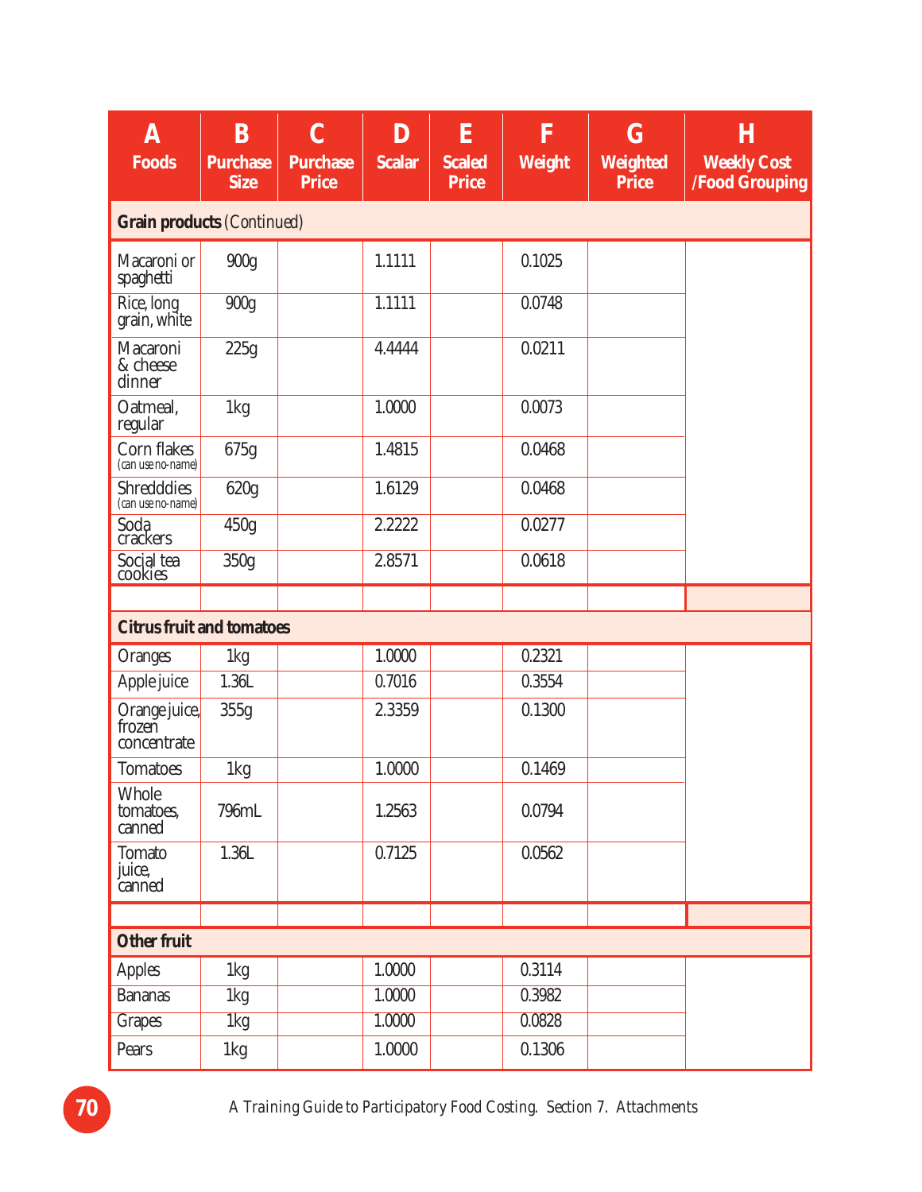| A Foods | B Purchase Size | C Purchase Price | D Scalar | E Scaled Price | F Weight | G Weighted Price | H Weekly Cost /Food Grouping |
|---|---|---|---|---|---|---|---|
| **Grain products** (Continued) | | | | | | | |
| Macaroni or spaghetti | 900g | | 1.1111 | | 0.1025 | | |
| Rice, long grain, white | 900g | | 1.1111 | | 0.0748 | | |
| Macaroni & cheese dinner | 225g | | 4.4444 | | 0.0211 | | |
| Oatmeal, regular | 1kg | | 1.0000 | | 0.0073 | | |
| Corn flakes (can use no-name) | 675g | | 1.4815 | | 0.0468 | | |
| Shredddies (can use no-name) | 620g | | 1.6129 | | 0.0468 | | |
| Soda crackers | 450g | | 2.2222 | | 0.0277 | | |
| Social tea cookies | 350g | | 2.8571 | | 0.0618 | | |
| | | | | | | | |
| **Citrus fruit and tomatoes** | | | | | | | |
| Oranges | 1kg | | 1.0000 | | 0.2321 | | |
| Apple juice | 1.36L | | 0.7016 | | 0.3554 | | |
| Orange juice, frozen concentrate | 355g | | 2.3359 | | 0.1300 | | |
| Tomatoes | 1kg | | 1.0000 | | 0.1469 | | |
| Whole tomatoes, canned | 796mL | | 1.2563 | | 0.0794 | | |
| Tomato juice, canned | 1.36L | | 0.7125 | | 0.0562 | | |
| | | | | | | | |
| **Other fruit** | | | | | | | |
| Apples | 1kg | | 1.0000 | | 0.3114 | | |
| Bananas | 1kg | | 1.0000 | | 0.3982 | | |
| Grapes | 1kg | | 1.0000 | | 0.0828 | | |
| Pears | 1kg | | 1.0000 | | 0.1306 | | |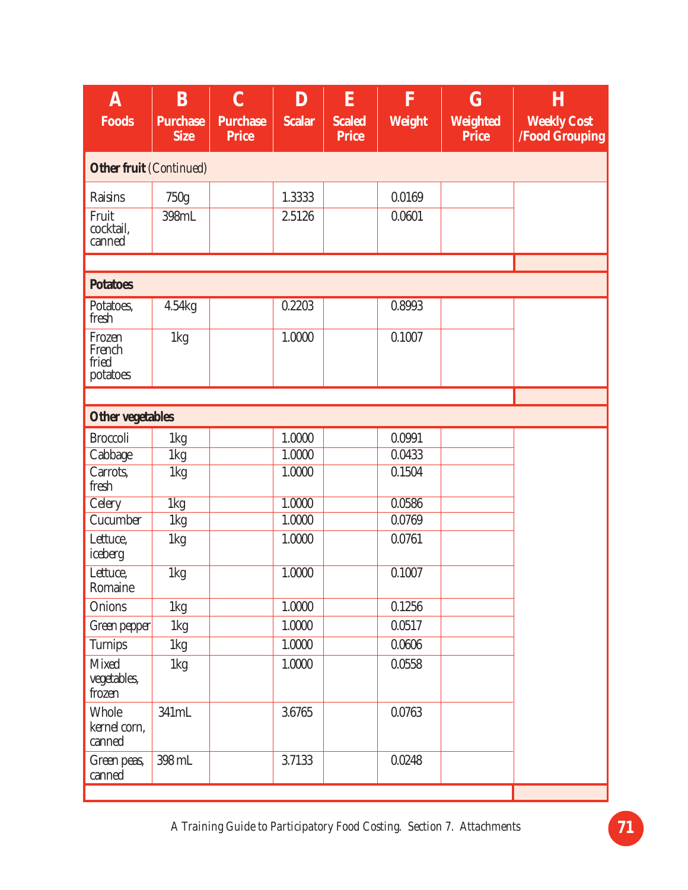| A<br>Foods | B<br>Purchase Size | C<br>Purchase Price | D<br>Scalar | E<br>Scaled Price | F<br>Weight | G<br>Weighted Price | H<br>Weekly Cost /Food Grouping |
|---|---|---|---|---|---|---|---|
| **Other fruit** *(Continued)* | | | | | | | |
| Raisins | 750g | | 1.3333 | | 0.0169 | | |
| Fruit cocktail, canned | 398mL | | 2.5126 | | 0.0601 | | |
| | | | | | | | |
| **Potatoes** | | | | | | | |
| Potatoes, fresh | 4.54kg | | 0.2203 | | 0.8993 | | |
| Frozen French fried potatoes | 1kg | | 1.0000 | | 0.1007 | | |
| | | | | | | | |
| **Other vegetables** | | | | | | | |
| Broccoli | 1kg | | 1.0000 | | 0.0991 | | |
| Cabbage | 1kg | | 1.0000 | | 0.0433 | | |
| Carrots, fresh | 1kg | | 1.0000 | | 0.1504 | | |
| Celery | 1kg | | 1.0000 | | 0.0586 | | |
| Cucumber | 1kg | | 1.0000 | | 0.0769 | | |
| Lettuce, iceberg | 1kg | | 1.0000 | | 0.0761 | | |
| Lettuce, Romaine | 1kg | | 1.0000 | | 0.1007 | | |
| Onions | 1kg | | 1.0000 | | 0.1256 | | |
| Green pepper | 1kg | | 1.0000 | | 0.0517 | | |
| Turnips | 1kg | | 1.0000 | | 0.0606 | | |
| Mixed vegetables, frozen | 1kg | | 1.0000 | | 0.0558 | | |
| Whole kernel corn, canned | 341mL | | 3.6765 | | 0.0763 | | |
| Green peas, canned | 398 mL | | 3.7133 | | 0.0248 | | |
| | | | | | | | |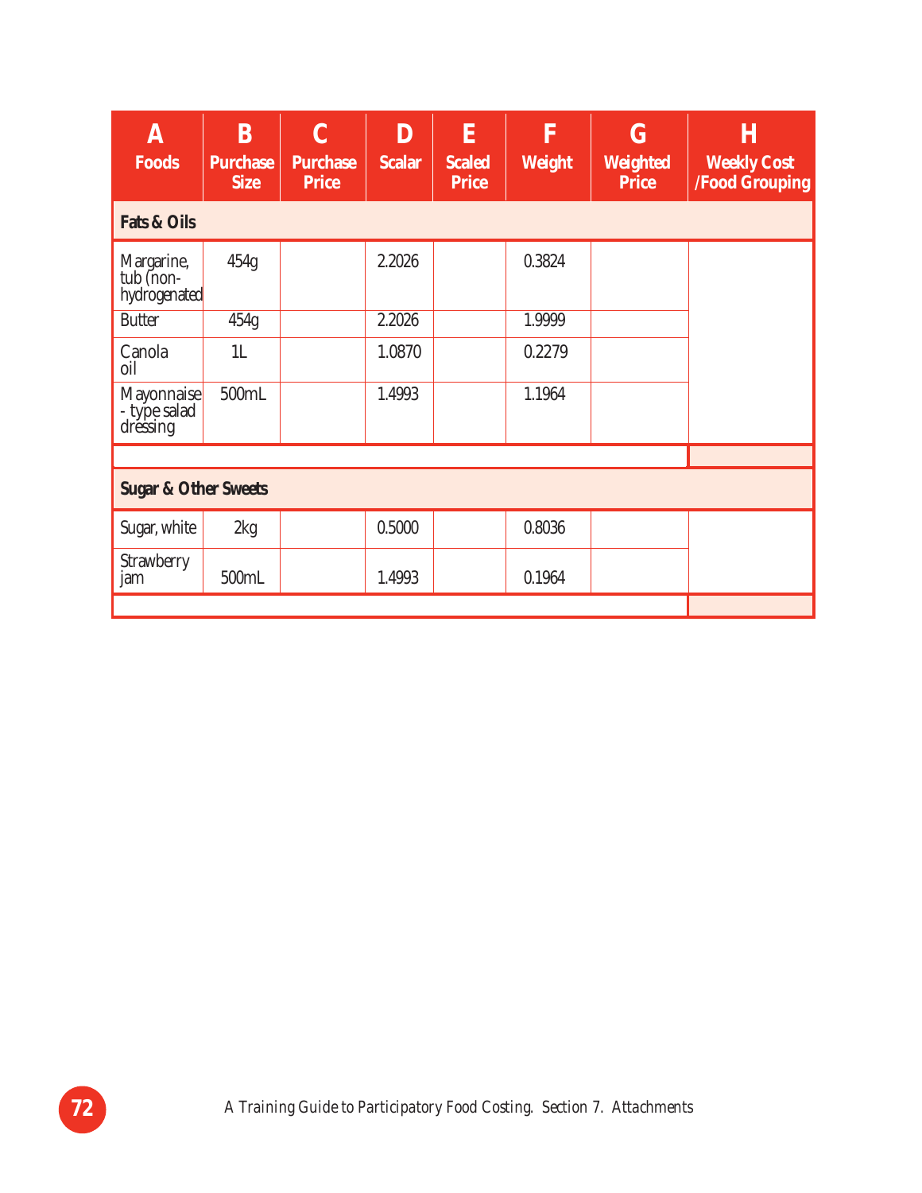| A<br>Foods | B<br>Purchase Size | C<br>Purchase Price | D<br>Scalar | E<br>Scaled Price | F<br>Weight | G<br>Weighted Price | H<br>Weekly Cost /Food Grouping |
|---|---|---|---|---|---|---|---|
| **Fats & Oils** | | | | | | | |
| Margarine, tub (non-hydrogenated | 454g | | 2.2026 | | 0.3824 | | |
| Butter | 454g | | 2.2026 | | 1.9999 | | |
| Canola oil | 1L | | 1.0870 | | 0.2279 | | |
| Mayonnaise - type salad dressing | 500mL | | 1.4993 | | 1.1964 | | |
| | | | | | | | |
| **Sugar & Other Sweets** | | | | | | | |
| Sugar, white | 2kg | | 0.5000 | | 0.8036 | | |
| Strawberry jam | 500mL | | 1.4993 | | 0.1964 | | |
| | | | | | | | |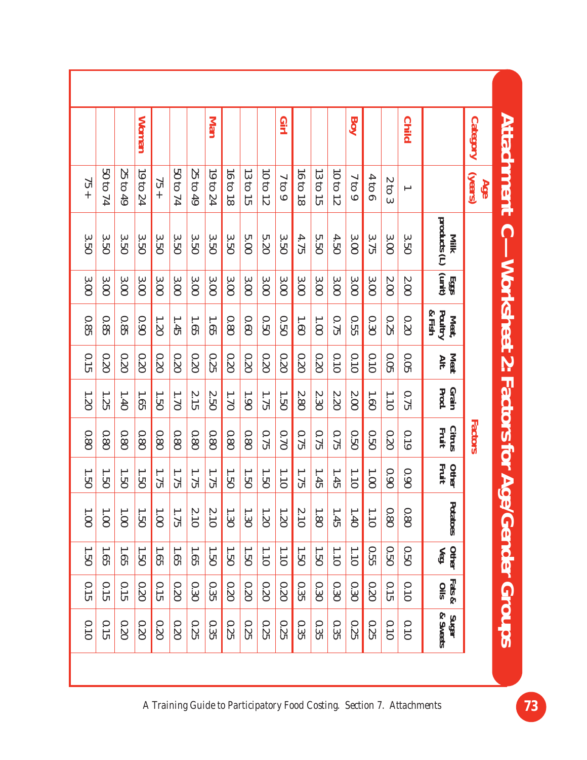# Attachment C—Worksheet 2: Factors for Age/Gender Groups

| Category | Age (years) | Factors | | | | | | | | | | |
|---|---|---|---|---|---|---|---|---|---|---|---|---|
| | | Milk products (L) | Eggs (unit) | Meat, Poultry & Fish | Meat Alt. | Grain Prod. | Citrus Fruit | Other Fruit | Potatoes | Other Veg. | Fats & Oils | Sugar & Sweets |
| **Child** | 1 | 3.50 | 2.00 | 0.20 | 0.05 | 0.75 | 0.19 | 0.90 | 0.80 | 0.50 | 0.10 | 0.10 |
| | 2 to 3 | 3.00 | 2.00 | 0.25 | 0.05 | 1.10 | 0.20 | 0.90 | 0.80 | 0.50 | 0.15 | 0.10 |
| | 4 to 6 | 3.75 | 3.00 | 0.30 | 0.10 | 1.60 | 0.50 | 1.00 | 1.10 | 0.55 | 0.20 | 0.25 |
| **Boy** | 7 to 9 | 3.00 | 3.00 | 0.55 | 0.10 | 2.00 | 0.50 | 1.10 | 1.40 | 1.10 | 0.30 | 0.25 |
| | 10 to 12 | 4.50 | 3.00 | 0.75 | 0.10 | 2.20 | 0.75 | 1.45 | 1.45 | 1.10 | 0.30 | 0.35 |
| | 13 to 15 | 5.50 | 3.00 | 1.00 | 0.20 | 2.30 | 0.75 | 1.45 | 1.80 | 1.50 | 0.30 | 0.35 |
| | 16 to 18 | 4.75 | 3.00 | 1.60 | 0.20 | 2.80 | 0.75 | 1.75 | 2.10 | 1.50 | 0.35 | 0.35 |
| **Girl** | 7 to 9 | 3.50 | 3.00 | 0.50 | 0.20 | 1.50 | 0.70 | 1.10 | 1.20 | 1.10 | 0.20 | 0.25 |
| | 10 to 12 | 5.20 | 3.00 | 0.50 | 0.20 | 1.75 | 0.75 | 1.50 | 1.20 | 1.10 | 0.20 | 0.25 |
| | 13 to 15 | 5.00 | 3.00 | 0.60 | 0.20 | 1.90 | 0.80 | 1.50 | 1.30 | 1.50 | 0.20 | 0.25 |
| | 16 to 18 | 3.50 | 3.00 | 0.80 | 0.20 | 1.70 | 0.80 | 1.50 | 1.30 | 1.50 | 0.20 | 0.25 |
| **Man** | 19 to 24 | 3.50 | 3.00 | 1.65 | 0.25 | 2.50 | 0.80 | 1.75 | 2.10 | 1.50 | 0.35 | 0.35 |
| | 25 to 49 | 3.50 | 3.00 | 1.65 | 0.20 | 2.15 | 0.80 | 1.75 | 2.10 | 1.65 | 0.30 | 0.25 |
| | 50 to 74 | 3.50 | 3.00 | 1.45 | 0.20 | 1.70 | 0.80 | 1.75 | 1.75 | 1.65 | 0.20 | 0.20 |
| | 75 + | 3.50 | 3.00 | 1.20 | 0.20 | 1.50 | 0.80 | 1.75 | 1.00 | 1.65 | 0.15 | 0.20 |
| **Woman** | 19 to 24 | 3.50 | 3.00 | 0.90 | 0.20 | 1.65 | 0.80 | 1.50 | 1.50 | 1.50 | 0.20 | 0.20 |
| | 25 to 49 | 3.50 | 3.00 | 0.85 | 0.20 | 1.40 | 0.80 | 1.50 | 1.00 | 1.65 | 0.15 | 0.20 |
| | 50 to 74 | 3.50 | 3.00 | 0.85 | 0.20 | 1.25 | 0.80 | 1.50 | 1.00 | 1.65 | 0.15 | 0.15 |
| | 75 + | 3.50 | 3.00 | 0.85 | 0.15 | 1.20 | 0.80 | 1.50 | 1.00 | 1.50 | 0.15 | 0.10 |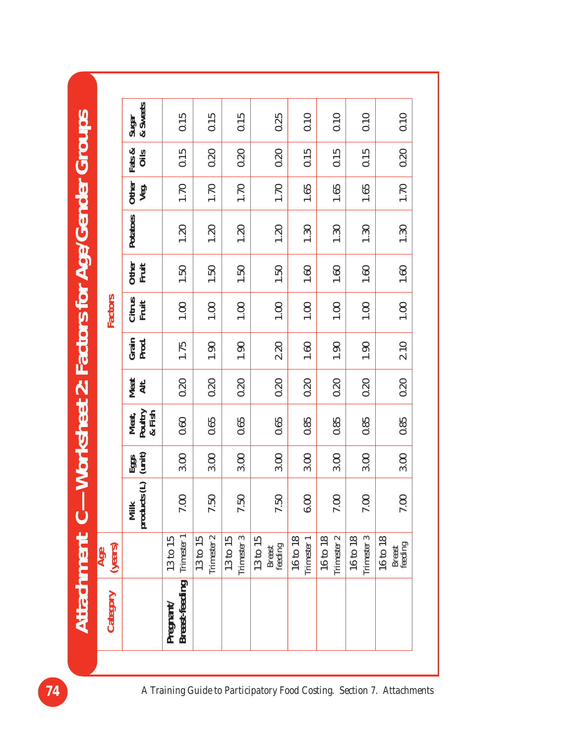# Attachment C—Worksheet 2: Factors for Age/Gender Groups

| Category | Age (years) | Factors | | | | | | | | | | | |
|---|---|---|---|---|---|---|---|---|---|---|---|---|---|
| | | Milk products (L) | Eggs (unit) | Meat, Poultry & Fish | Meat Alt. | Grain Prod. | Citrus Fruit | Other Fruit | Potatoes | Other Veg. | Fats & Oils | Sugar & Sweets |
| Pregnant/ Breast-feeding | 13 to 15 Trimester 1 | 7.00 | 3.00 | 0.60 | 0.20 | 1.75 | 1.00 | 1.50 | 1.20 | 1.70 | 0.15 | 0.15 |
| | 13 to 15 Trimester 2 | 7.50 | 3.00 | 0.65 | 0.20 | 1.90 | 1.00 | 1.50 | 1.20 | 1.70 | 0.20 | 0.15 |
| | 13 to 15 Trimester 3 | 7.50 | 3.00 | 0.65 | 0.20 | 1.90 | 1.00 | 1.50 | 1.20 | 1.70 | 0.20 | 0.15 |
| | 13 to 15 Breast feeding | 7.50 | 3.00 | 0.65 | 0.20 | 2.20 | 1.00 | 1.50 | 1.20 | 1.70 | 0.20 | 0.25 |
| | 16 to 18 Trimester 1 | 6.00 | 3.00 | 0.85 | 0.20 | 1.60 | 1.00 | 1.60 | 1.30 | 1.65 | 0.15 | 0.10 |
| | 16 to 18 Trimester 2 | 7.00 | 3.00 | 0.85 | 0.20 | 1.90 | 1.00 | 1.60 | 1.30 | 1.65 | 0.15 | 0.10 |
| | 16 to 18 Trimester 3 | 7.00 | 3.00 | 0.85 | 0.20 | 1.90 | 1.00 | 1.60 | 1.30 | 1.65 | 0.15 | 0.10 |
| | 16 to 18 Breast feeding | 7.00 | 3.00 | 0.85 | 0.20 | 2.10 | 1.00 | 1.60 | 1.30 | 1.70 | 0.20 | 0.10 |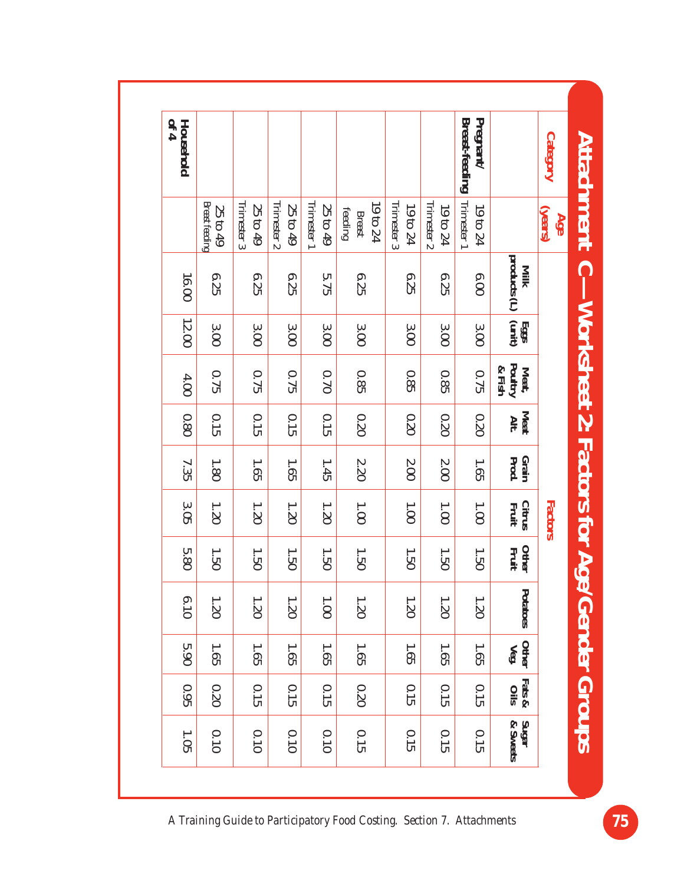# Attachment C—Worksheet 2: Factors for Age/Gender Groups

| Category | Age (years) | Factors | | | | | | | | | | |
|---|---|---|---|---|---|---|---|---|---|---|---|---|
| | | Milk products (L) | Eggs (unit) | Meat, Poultry & Fish | Meat Alt. | Grain Prod. | Citrus Fruit | Other Fruit | Potatoes | Other Veg. | Fats & Oils | Sugar & Sweets |
| **Pregnant/ Breast-feeding** | 19 to 24 Trimester 1 | 6.00 | 3.00 | 0.75 | 0.20 | 1.65 | 1.00 | 1.50 | 1.20 | 1.65 | 0.15 | 0.15 |
| | 19 to 24 Trimester 2 | 6.25 | 3.00 | 0.85 | 0.20 | 2.00 | 1.00 | 1.50 | 1.20 | 1.65 | 0.15 | 0.15 |
| | 19 to 24 Trimester 3 | 6.25 | 3.00 | 0.85 | 0.20 | 2.00 | 1.00 | 1.50 | 1.20 | 1.65 | 0.15 | 0.15 |
| | 19 to 24 Breast feeding | 6.25 | 3.00 | 0.85 | 0.20 | 2.20 | 1.00 | 1.50 | 1.20 | 1.65 | 0.20 | 0.15 |
| | 25 to 49 Trimester 1 | 5.75 | 3.00 | 0.70 | 0.15 | 1.45 | 1.20 | 1.50 | 1.00 | 1.65 | 0.15 | 0.10 |
| | 25 to 49 Trimester 2 | 6.25 | 3.00 | 0.75 | 0.15 | 1.65 | 1.20 | 1.50 | 1.20 | 1.65 | 0.15 | 0.10 |
| | 25 to 49 Trimester 3 | 6.25 | 3.00 | 0.75 | 0.15 | 1.65 | 1.20 | 1.50 | 1.20 | 1.65 | 0.15 | 0.10 |
| | 25 to 49 Breast feeding | 6.25 | 3.00 | 0.75 | 0.15 | 1.80 | 1.20 | 1.50 | 1.20 | 1.65 | 0.20 | 0.10 |
| **Household of 4** | | 16.00 | 12.00 | 4.00 | 0.80 | 7.35 | 3.05 | 5.80 | 6.10 | 5.90 | 0.95 | 1.05 |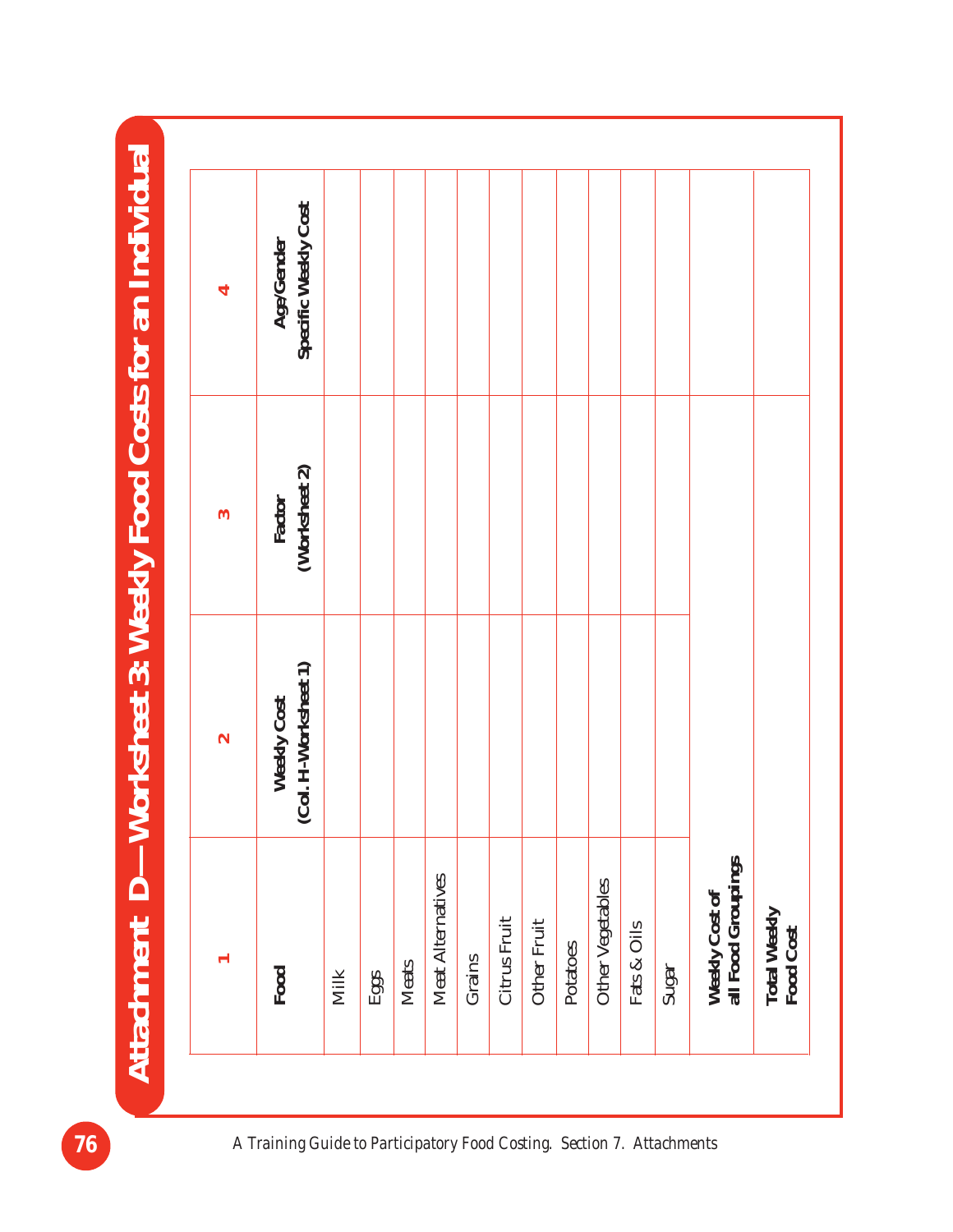# Attachment D—Worksheet 3: Weekly Food Costs for an Individual

| 1 | 2 | 3 | 4 |
|---|---|---|---|
| **Food** | **Weekly Cost (Col. H-Worksheet 1)** | **Factor (Worksheet 2)** | **Age/Gender Specific Weekly Cost** |
| Milk | | | |
| Eggs | | | |
| Meats | | | |
| Meat Alternatives | | | |
| Grains | | | |
| Citrus Fruit | | | |
| Other Fruit | | | |
| Potatoes | | | |
| Other Vegetables | | | |
| Fats & Oils | | | |
| Sugar | | | |
| **Weekly Cost of all Food Groupings** | | | |
| **Total Weekly Food Cost** | | | |

*A Training Guide to Participatory Food Costing. Section 7. Attachments*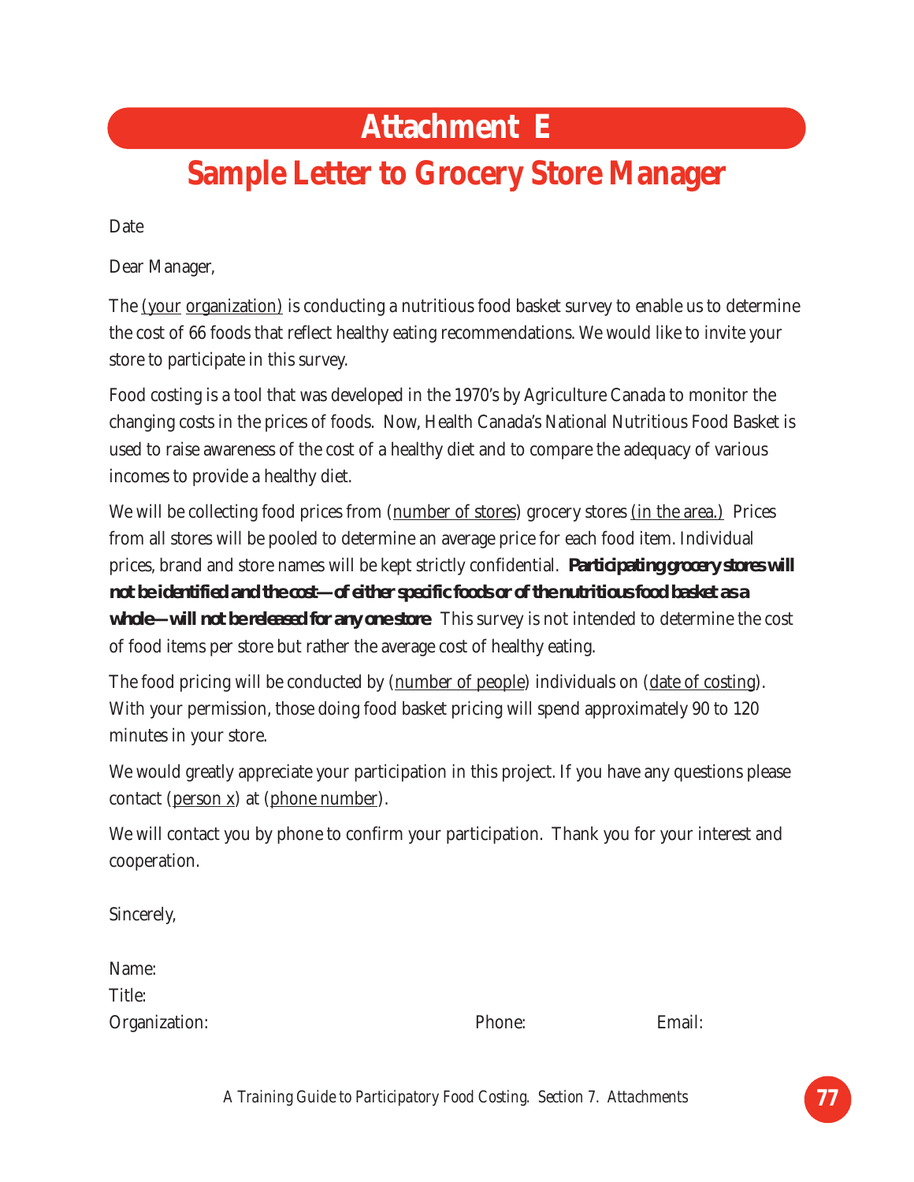# Attachment E

## Sample Letter to Grocery Store Manager

Date

Dear Manager,

The (your organization) is conducting a nutritious food basket survey to enable us to determine the cost of 66 foods that reflect healthy eating recommendations. We would like to invite your store to participate in this survey.

Food costing is a tool that was developed in the 1970's by Agriculture Canada to monitor the changing costs in the prices of foods. Now, Health Canada's National Nutritious Food Basket is used to raise awareness of the cost of a healthy diet and to compare the adequacy of various incomes to provide a healthy diet.

We will be collecting food prices from (number of stores) grocery stores (in the area.) Prices from all stores will be pooled to determine an average price for each food item. Individual prices, brand and store names will be kept strictly confidential. ***Participating grocery stores will not be identified and the cost—of either specific foods or of the nutritious food basket as a whole—will not be released for any one store.*** This survey is not intended to determine the cost of food items per store but rather the average cost of healthy eating.

The food pricing will be conducted by (number of people) individuals on (date of costing). With your permission, those doing food basket pricing will spend approximately 90 to 120 minutes in your store.

We would greatly appreciate your participation in this project. If you have any questions please contact (person x) at (phone number).

We will contact you by phone to confirm your participation. Thank you for your interest and cooperation.

Sincerely,

Name:
Title:
Organization: Phone: Email: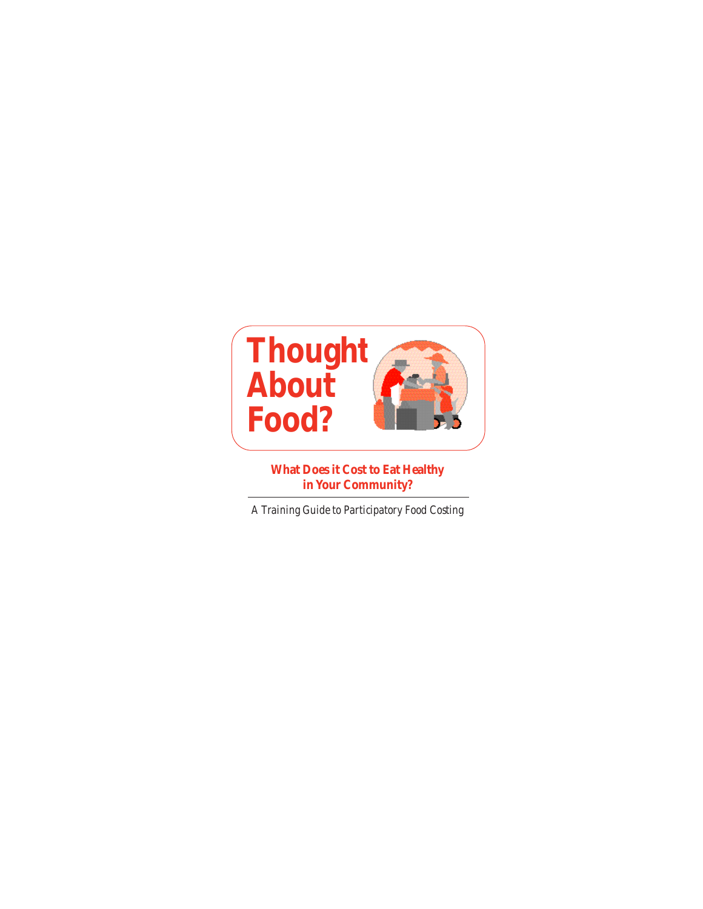# Thought About Food?

**What Does it Cost to Eat Healthy in Your Community?**

*A Training Guide to Participatory Food Costing*